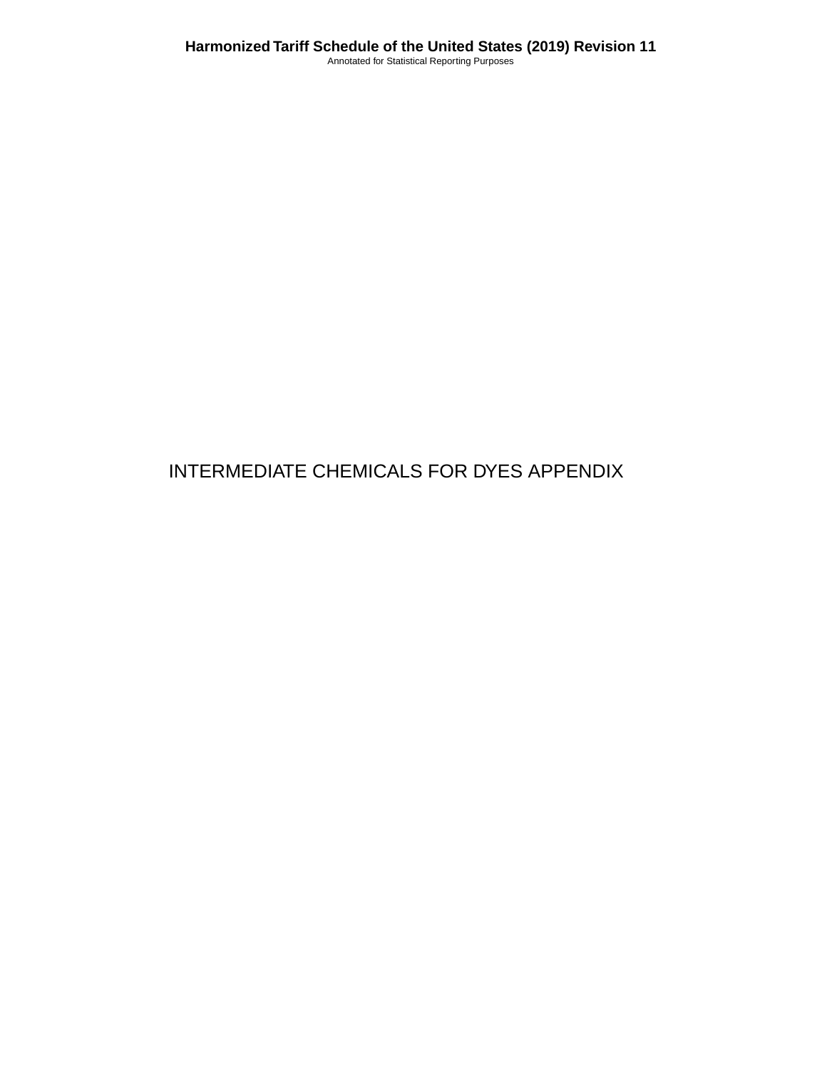# INTERMEDIATE CHEMICALS FOR DYES APPENDIX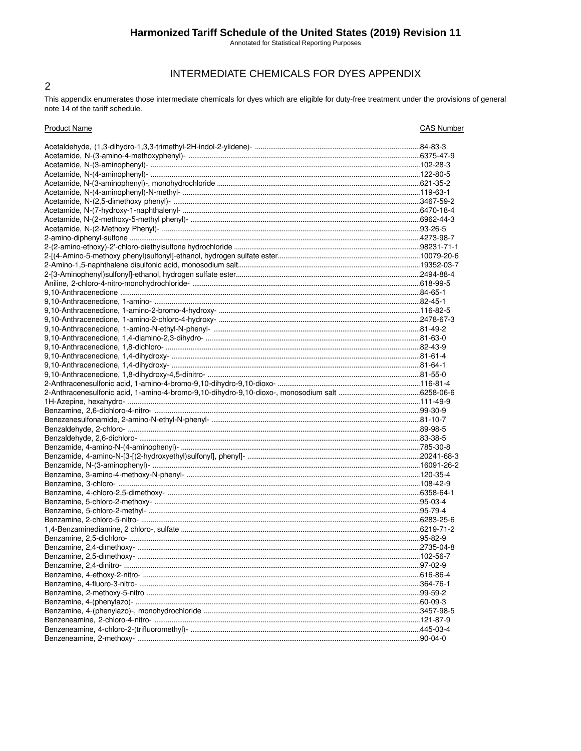# INTERMEDIATE CHEMICALS FOR DYES APPENDIX

This appendix enumerates those intermediate chemicals for dyes which are eligible for duty-free treatment under the provisions of general note 14 of the tariff schedule.

| Product Name | CAS Number |
|---|---|
| Acetaldehyde, (1,3-dihydro-1,3,3-trimethyl-2H-indol-2-ylidene)- | 84-83-3 |
| Acetamide, N-(3-amino-4-methoxyphenyl)- | 6375-47-9 |
| Acetamide, N-(3-aminophenyl)- | 102-28-3 |
| Acetamide, N-(4-aminophenyl)- | 122-80-5 |
| Acetamide, N-(3-aminophenyl)-, monohydrochloride | 621-35-2 |
| Acetamide, N-(4-aminophenyl)-N-methyl- | 119-63-1 |
| Acetamide, N-(2,5-dimethoxy phenyl)- | 3467-59-2 |
| Acetamide, N-(7-hydroxy-1-naphthalenyl- | 6470-18-4 |
| Acetamide, N-(2-methoxy-5-methyl phenyl)- | 6962-44-3 |
| Acetamide, N-(2-Methoxy Phenyl)- | 93-26-5 |
| 2-amino-diphenyl-sulfone | 4273-98-7 |
| 2-(2-amino-ethoxy)-2'-chloro-diethylsulfone hydrochloride | 98231-71-1 |
| 2-[(4-Amino-5-methoxy phenyl)sulfonyl]-ethanol, hydrogen sulfate ester | 10079-20-6 |
| 2-Amino-1,5-naphthalene disulfonic acid, monosodium salt | 19352-03-7 |
| 2-[3-Aminophenyl)sulfonyl]-ethanol, hydrogen sulfate ester | 2494-88-4 |
| Aniline, 2-chloro-4-nitro-monohydrochloride- | 618-99-5 |
| 9,10-Anthracenedione | 84-65-1 |
| 9,10-Anthracenedione, 1-amino- | 82-45-1 |
| 9,10-Anthracenedione, 1-amino-2-bromo-4-hydroxy- | 116-82-5 |
| 9,10-Anthracenedione, 1-amino-2-chloro-4-hydroxy- | 2478-67-3 |
| 9,10-Anthracenedione, 1-amino-N-ethyl-N-phenyl- | 81-49-2 |
| 9,10-Anthracenedione, 1,4-diamino-2,3-dihydro- | 81-63-0 |
| 9,10-Anthracenedione, 1,8-dichloro- | 82-43-9 |
| 9,10-Anthracenedione, 1,4-dihydroxy- | 81-61-4 |
| 9,10-Anthracenedione, 1,4-dihydroxy- | 81-64-1 |
| 9,10-Anthracenedione, 1,8-dihydroxy-4,5-dinitro- | 81-55-0 |
| 2-Anthracenesulfonic acid, 1-amino-4-bromo-9,10-dihydro-9,10-dioxo- | 116-81-4 |
| 2-Anthracenesulfonic acid, 1-amino-4-bromo-9,10-dihydro-9,10-dioxo-, monosodium salt | 6258-06-6 |
| 1H-Azepine, hexahydro- | 111-49-9 |
| Benzamine, 2,6-dichloro-4-nitro- | 99-30-9 |
| Benezenesulfonamide, 2-amino-N-ethyl-N-phenyl- | 81-10-7 |
| Benzaldehyde, 2-chloro- | 89-98-5 |
| Benzaldehyde, 2,6-dichloro- | 83-38-5 |
| Benzamide, 4-amino-N-(4-aminophenyl)- | 785-30-8 |
| Benzamide, 4-amino-N-[3-[(2-hydroxyethyl)sulfonyl], phenyl]- | 20241-68-3 |
| Benzamide, N-(3-aminophenyl)- | 16091-26-2 |
| Benzamine, 3-amino-4-methoxy-N-phenyl- | 120-35-4 |
| Benzamine, 3-chloro- | 108-42-9 |
| Benzamine, 4-chloro-2,5-dimethoxy- | 6358-64-1 |
| Benzamine, 5-chloro-2-methoxy- | 95-03-4 |
| Benzamine, 5-chloro-2-methyl- | 95-79-4 |
| Benzamine, 2-chloro-5-nitro- | 6283-25-6 |
| 1,4-Benzaminediamine, 2 chloro-, sulfate | 6219-71-2 |
| Benzamine, 2,5-dichloro- | 95-82-9 |
| Benzamine, 2,4-dimethoxy- | 2735-04-8 |
| Benzamine, 2,5-dimethoxy- | 102-56-7 |
| Benzamine, 2,4-dinitro- | 97-02-9 |
| Benzamine, 4-ethoxy-2-nitro- | 616-86-4 |
| Benzamine, 4-fluoro-3-nitro- | 364-76-1 |
| Benzamine, 2-methoxy-5-nitro | 99-59-2 |
| Benzamine, 4-(phenylazo)- | 60-09-3 |
| Benzamine, 4-(phenylazo)-, monohydrochloride | 3457-98-5 |
| Benzeneamine, 2-chloro-4-nitro- | 121-87-9 |
| Benzeneamine, 4-chloro-2-(trifluoromethyl)- | 445-03-4 |
| Benzeneamine, 2-methoxy- | 90-04-0 |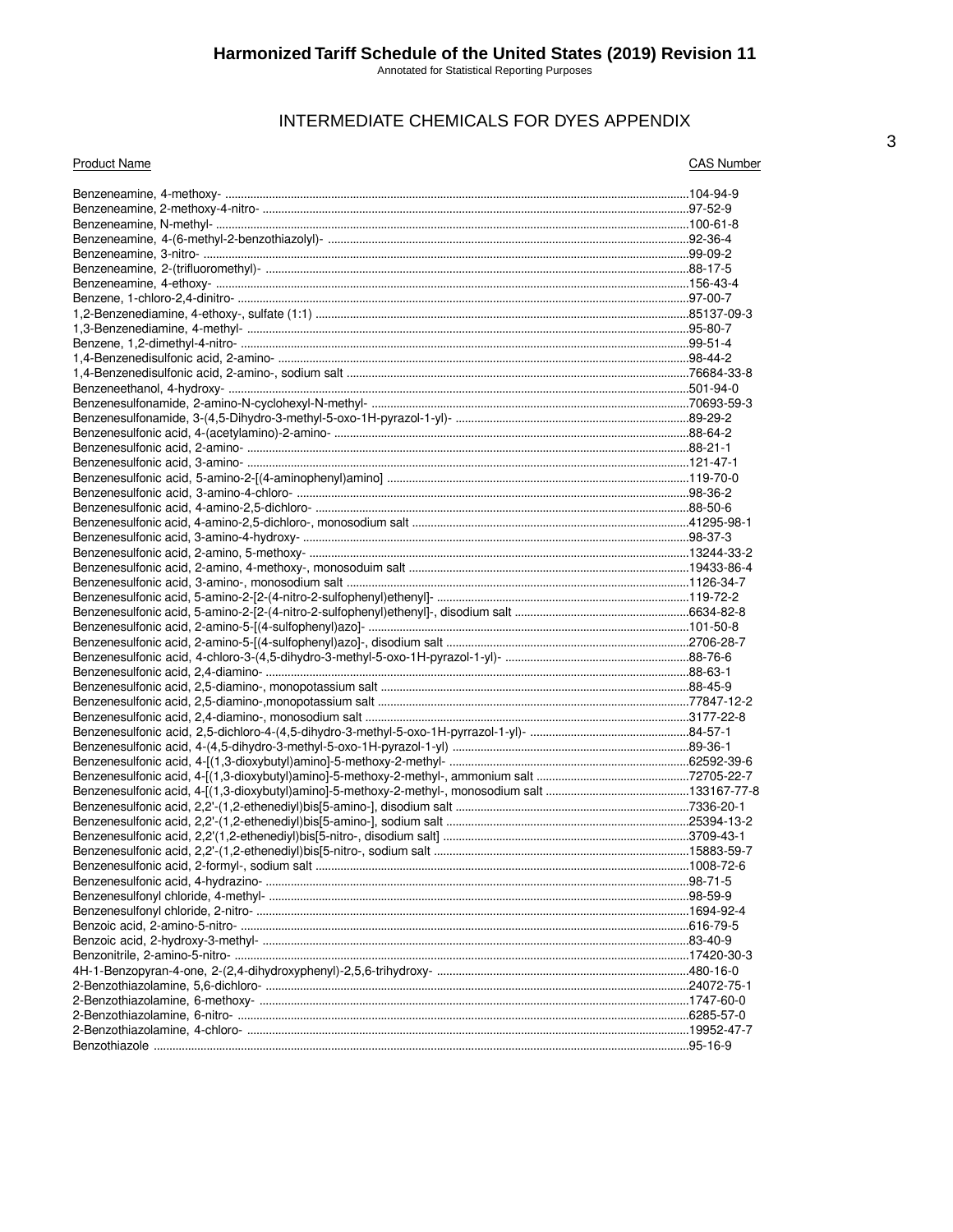## INTERMEDIATE CHEMICALS FOR DYES APPENDIX

| Product Name | CAS Number |
|---|---|
| Benzeneamine, 4-methoxy- | 104-94-9 |
| Benzeneamine, 2-methoxy-4-nitro- | 97-52-9 |
| Benzeneamine, N-methyl- | 100-61-8 |
| Benzeneamine, 4-(6-methyl-2-benzothiazolyl)- | 92-36-4 |
| Benzeneamine, 3-nitro- | 99-09-2 |
| Benzeneamine, 2-(trifluoromethyl)- | 88-17-5 |
| Benzeneamine, 4-ethoxy- | 156-43-4 |
| Benzene, 1-chloro-2,4-dinitro- | 97-00-7 |
| 1,2-Benzenediamine, 4-ethoxy-, sulfate (1:1) | 85137-09-3 |
| 1,3-Benzenediamine, 4-methyl- | 95-80-7 |
| Benzene, 1,2-dimethyl-4-nitro- | 99-51-4 |
| 1,4-Benzenedisulfonic acid, 2-amino- | 98-44-2 |
| 1,4-Benzenedisulfonic acid, 2-amino-, sodium salt | 76684-33-8 |
| Benzeneethanol, 4-hydroxy- | 501-94-0 |
| Benzenesulfonamide, 2-amino-N-cyclohexyl-N-methyl- | 70693-59-3 |
| Benzenesulfonamide, 3-(4,5-Dihydro-3-methyl-5-oxo-1H-pyrazol-1-yl)- | 89-29-2 |
| Benzenesulfonic acid, 4-(acetylamino)-2-amino- | 88-64-2 |
| Benzenesulfonic acid, 2-amino- | 88-21-1 |
| Benzenesulfonic acid, 3-amino- | 121-47-1 |
| Benzenesulfonic acid, 5-amino-2-[(4-aminophenyl)amino] | 119-70-0 |
| Benzenesulfonic acid, 3-amino-4-chloro- | 98-36-2 |
| Benzenesulfonic acid, 4-amino-2,5-dichloro- | 88-50-6 |
| Benzenesulfonic acid, 4-amino-2,5-dichloro-, monosodium salt | 41295-98-1 |
| Benzenesulfonic acid, 3-amino-4-hydroxy- | 98-37-3 |
| Benzenesulfonic acid, 2-amino, 5-methoxy- | 13244-33-2 |
| Benzenesulfonic acid, 2-amino, 4-methoxy-, monosoduim salt | 19433-86-4 |
| Benzenesulfonic acid, 3-amino-, monosodium salt | 1126-34-7 |
| Benzenesulfonic acid, 5-amino-2-[2-(4-nitro-2-sulfophenyl)ethenyl]- | 119-72-2 |
| Benzenesulfonic acid, 5-amino-2-[2-(4-nitro-2-sulfophenyl)ethenyl]-, disodium salt | 6634-82-8 |
| Benzenesulfonic acid, 2-amino-5-[(4-sulfophenyl)azo]- | 101-50-8 |
| Benzenesulfonic acid, 2-amino-5-[(4-sulfophenyl)azo]-, disodium salt | 2706-28-7 |
| Benzenesulfonic acid, 4-chloro-3-(4,5-dihydro-3-methyl-5-oxo-1H-pyrazol-1-yl)- | 88-76-6 |
| Benzenesulfonic acid, 2,4-diamino- | 88-63-1 |
| Benzenesulfonic acid, 2,5-diamino-, monopotassium salt | 88-45-9 |
| Benzenesulfonic acid, 2,5-diamino-,monopotassium salt | 77847-12-2 |
| Benzenesulfonic acid, 2,4-diamino-, monosodium salt | 3177-22-8 |
| Benzenesulfonic acid, 2,5-dichloro-4-(4,5-dihydro-3-methyl-5-oxo-1H-pyrrazol-1-yl)- | 84-57-1 |
| Benzenesulfonic acid, 4-(4,5-dihydro-3-methyl-5-oxo-1H-pyrazol-1-yl) | 89-36-1 |
| Benzenesulfonic acid, 4-[(1,3-dioxybutyl)amino]-5-methoxy-2-methyl- | 62592-39-6 |
| Benzenesulfonic acid, 4-[(1,3-dioxybutyl)amino]-5-methoxy-2-methyl-, ammonium salt | 72705-22-7 |
| Benzenesulfonic acid, 4-[(1,3-dioxybutyl)amino]-5-methoxy-2-methyl-, monosodium salt | 133167-77-8 |
| Benzenesulfonic acid, 2,2'-(1,2-ethenediyl)bis[5-amino-], disodium salt | 7336-20-1 |
| Benzenesulfonic acid, 2,2'-(1,2-ethenediyl)bis[5-amino-], sodium salt | 25394-13-2 |
| Benzenesulfonic acid, 2,2'(1,2-ethenediyl)bis[5-nitro-, disodium salt] | 3709-43-1 |
| Benzenesulfonic acid, 2,2'-(1,2-ethenediyl)bis[5-nitro-, sodium salt | 15883-59-7 |
| Benzenesulfonic acid, 2-formyl-, sodium salt | 1008-72-6 |
| Benzenesulfonic acid, 4-hydrazino- | 98-71-5 |
| Benzenesulfonyl chloride, 4-methyl- | 98-59-9 |
| Benzenesulfonyl chloride, 2-nitro- | 1694-92-4 |
| Benzoic acid, 2-amino-5-nitro- | 616-79-5 |
| Benzoic acid, 2-hydroxy-3-methyl- | 83-40-9 |
| Benzonitrile, 2-amino-5-nitro- | 17420-30-3 |
| 4H-1-Benzopyran-4-one, 2-(2,4-dihydroxyphenyl)-2,5,6-trihydroxy- | 480-16-0 |
| 2-Benzothiazolamine, 5,6-dichloro- | 24072-75-1 |
| 2-Benzothiazolamine, 6-methoxy- | 1747-60-0 |
| 2-Benzothiazolamine, 6-nitro- | 6285-57-0 |
| 2-Benzothiazolamine, 4-chloro- | 19952-47-7 |
| Benzothiazole | 95-16-9 |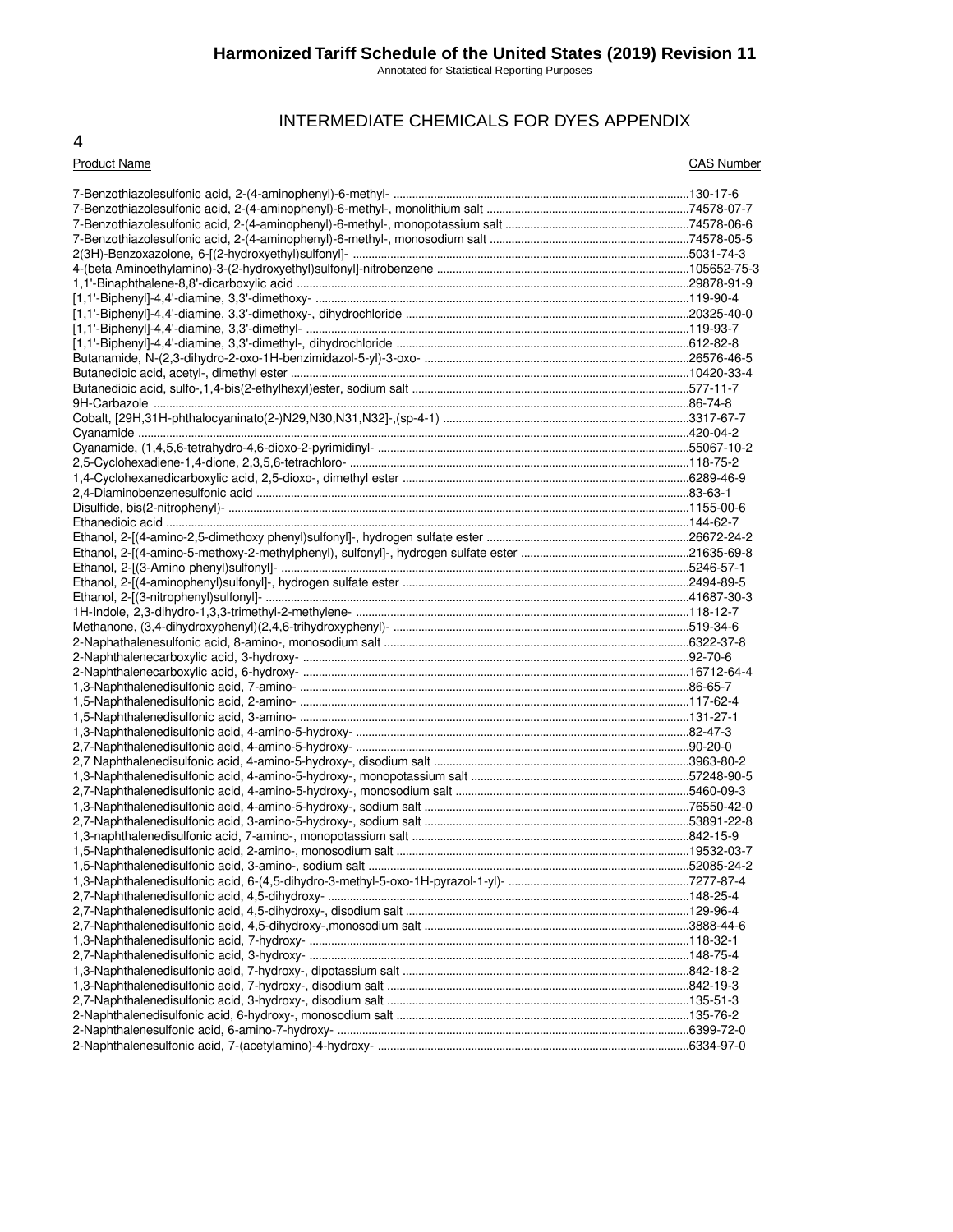## INTERMEDIATE CHEMICALS FOR DYES APPENDIX

| Product Name | CAS Number |
|---|---|
| 7-Benzothiazolesulfonic acid, 2-(4-aminophenyl)-6-methyl- | 130-17-6 |
| 7-Benzothiazolesulfonic acid, 2-(4-aminophenyl)-6-methyl-, monolithium salt | 74578-07-7 |
| 7-Benzothiazolesulfonic acid, 2-(4-aminophenyl)-6-methyl-, monopotassium salt | 74578-06-6 |
| 7-Benzothiazolesulfonic acid, 2-(4-aminophenyl)-6-methyl-, monosodium salt | 74578-05-5 |
| 2(3H)-Benzoxazolone, 6-[(2-hydroxyethyl)sulfonyl]- | 5031-74-3 |
| 4-(beta Aminoethylamino)-3-(2-hydroxyethyl)sulfonyl]-nitrobenzene | 105652-75-3 |
| 1,1'-Binaphthalene-8,8'-dicarboxylic acid | 29878-91-9 |
| [1,1'-Biphenyl]-4,4'-diamine, 3,3'-dimethoxy- | 119-90-4 |
| [1,1'-Biphenyl]-4,4'-diamine, 3,3'-dimethoxy-, dihydrochloride | 20325-40-0 |
| [1,1'-Biphenyl]-4,4'-diamine, 3,3'-dimethyl- | 119-93-7 |
| [1,1'-Biphenyl]-4,4'-diamine, 3,3'-dimethyl-, dihydrochloride | 612-82-8 |
| Butanamide, N-(2,3-dihydro-2-oxo-1H-benzimidazol-5-yl)-3-oxo- | 26576-46-5 |
| Butanedioic acid, acetyl-, dimethyl ester | 10420-33-4 |
| Butanedioic acid, sulfo-,1,4-bis(2-ethylhexyl)ester, sodium salt | 577-11-7 |
| 9H-Carbazole | 86-74-8 |
| Cobalt, [29H,31H-phthalocyaninato(2-)N29,N30,N31,N32]-,(sp-4-1) | 3317-67-7 |
| Cyanamide | 420-04-2 |
| Cyanamide, (1,4,5,6-tetrahydro-4,6-dioxo-2-pyrimidinyl- | 55067-10-2 |
| 2,5-Cyclohexadiene-1,4-dione, 2,3,5,6-tetrachloro- | 118-75-2 |
| 1,4-Cyclohexanedicarboxylic acid, 2,5-dioxo-, dimethyl ester | 6289-46-9 |
| 2,4-Diaminobenzenesulfonic acid | 83-63-1 |
| Disulfide, bis(2-nitrophenyl)- | 1155-00-6 |
| Ethanedioic acid | 144-62-7 |
| Ethanol, 2-[(4-amino-2,5-dimethoxy phenyl)sulfonyl]-, hydrogen sulfate ester | 26672-24-2 |
| Ethanol, 2-[(4-amino-5-methoxy-2-methylphenyl), sulfonyl]-, hydrogen sulfate ester | 21635-69-8 |
| Ethanol, 2-[(3-Amino phenyl)sulfonyl]- | 5246-57-1 |
| Ethanol, 2-[(4-aminophenyl)sulfonyl]-, hydrogen sulfate ester | 2494-89-5 |
| Ethanol, 2-[(3-nitrophenyl)sulfonyl]- | 41687-30-3 |
| 1H-Indole, 2,3-dihydro-1,3,3-trimethyl-2-methylene- | 118-12-7 |
| Methanone, (3,4-dihydroxyphenyl)(2,4,6-trihydroxyphenyl)- | 519-34-6 |
| 2-Naphathalenesulfonic acid, 8-amino-, monosodium salt | 6322-37-8 |
| 2-Naphthalenecarboxylic acid, 3-hydroxy- | 92-70-6 |
| 2-Naphthalenecarboxylic acid, 6-hydroxy- | 16712-64-4 |
| 1,3-Naphthalenedisulfonic acid, 7-amino- | 86-65-7 |
| 1,5-Naphthalenedisulfonic acid, 2-amino- | 117-62-4 |
| 1,5-Naphthalenedisulfonic acid, 3-amino- | 131-27-1 |
| 1,3-Naphthalenedisulfonic acid, 4-amino-5-hydroxy- | 82-47-3 |
| 2,7-Naphthalenedisulfonic acid, 4-amino-5-hydroxy- | 90-20-0 |
| 2,7 Naphthalenedisulfonic acid, 4-amino-5-hydroxy-, disodium salt | 3963-80-2 |
| 1,3-Naphthalenedisulfonic acid, 4-amino-5-hydroxy-, monopotassium salt | 57248-90-5 |
| 2,7-Naphthalenedisulfonic acid, 4-amino-5-hydroxy-, monosodium salt | 5460-09-3 |
| 1,3-Naphthalenedisulfonic acid, 4-amino-5-hydroxy-, sodium salt | 76550-42-0 |
| 2,7-Naphthalenedisulfonic acid, 3-amino-5-hydroxy-, sodium salt | 53891-22-8 |
| 1,3-naphthalenedisulfonic acid, 7-amino-, monopotassium salt | 842-15-9 |
| 1,5-Naphthalenedisulfonic acid, 2-amino-, monosodium salt | 19532-03-7 |
| 1,5-Naphthalenedisulfonic acid, 3-amino-, sodium salt | 52085-24-2 |
| 1,3-Naphthalenedisulfonic acid, 6-(4,5-dihydro-3-methyl-5-oxo-1H-pyrazol-1-yl)- | 7277-87-4 |
| 2,7-Naphthalenedisulfonic acid, 4,5-dihydroxy- | 148-25-4 |
| 2,7-Naphthalenedisulfonic acid, 4,5-dihydroxy-, disodium salt | 129-96-4 |
| 2,7-Naphthalenedisulfonic acid, 4,5-dihydroxy-,monosodium salt | 3888-44-6 |
| 1,3-Naphthalenedisulfonic acid, 7-hydroxy- | 118-32-1 |
| 2,7-Naphthalenedisulfonic acid, 3-hydroxy- | 148-75-4 |
| 1,3-Naphthalenedisulfonic acid, 7-hydroxy-, dipotassium salt | 842-18-2 |
| 1,3-Naphthalenedisulfonic acid, 7-hydroxy-, disodium salt | 842-19-3 |
| 2,7-Naphthalenedisulfonic acid, 3-hydroxy-, disodium salt | 135-51-3 |
| 2-Naphthalenedisulfonic acid, 6-hydroxy-, monosodium salt | 135-76-2 |
| 2-Naphthalenesulfonic acid, 6-amino-7-hydroxy- | 6399-72-0 |
| 2-Naphthalenesulfonic acid, 7-(acetylamino)-4-hydroxy- | 6334-97-0 |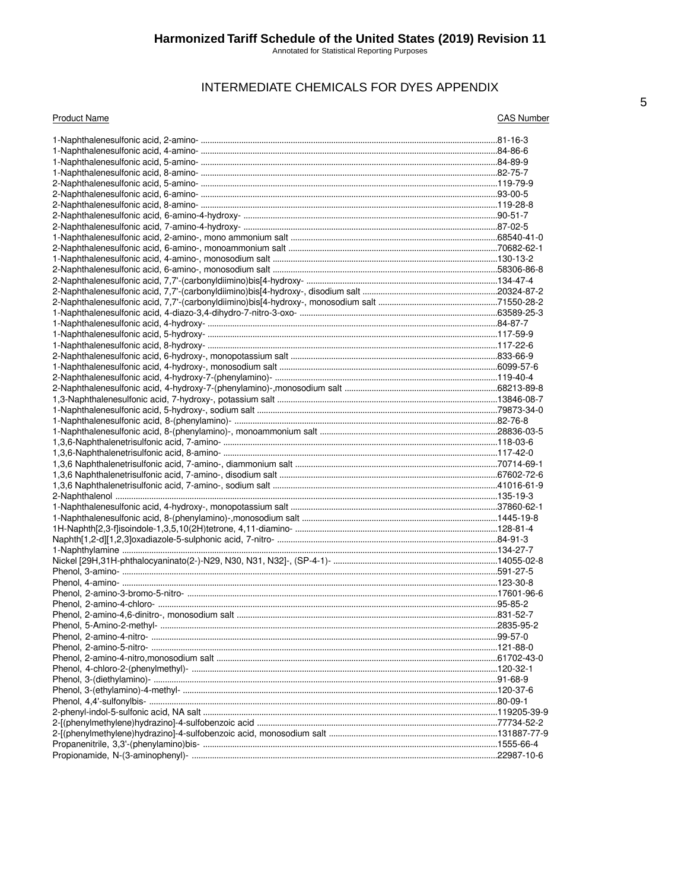## INTERMEDIATE CHEMICALS FOR DYES APPENDIX

| Product Name | CAS Number |
|---|---|
| 1-Naphthalenesulfonic acid, 2-amino- | 81-16-3 |
| 1-Naphthalenesulfonic acid, 4-amino- | 84-86-6 |
| 1-Naphthalenesulfonic acid, 5-amino- | 84-89-9 |
| 1-Naphthalenesulfonic acid, 8-amino- | 82-75-7 |
| 2-Naphthalenesulfonic acid, 5-amino- | 119-79-9 |
| 2-Naphthalenesulfonic acid, 6-amino- | 93-00-5 |
| 2-Naphthalenesulfonic acid, 8-amino- | 119-28-8 |
| 2-Naphthalenesulfonic acid, 6-amino-4-hydroxy- | 90-51-7 |
| 2-Naphthalenesulfonic acid, 7-amino-4-hydroxy- | 87-02-5 |
| 1-Naphthalenesulfonic acid, 2-amino-, mono ammonium salt | 68540-41-0 |
| 2-Naphthalenesulfonic acid, 6-amino-, monoammonium salt | 70682-62-1 |
| 1-Naphthalenesulfonic acid, 4-amino-, monosodium salt | 130-13-2 |
| 2-Naphthalenesulfonic acid, 6-amino-, monosodium salt | 58306-86-8 |
| 2-Naphthalenesulfonic acid, 7,7'-(carbonyldiimino)bis[4-hydroxy- | 134-47-4 |
| 2-Naphthalenesulfonic acid, 7,7'-(carbonyldiimino)bis[4-hydroxy-, disodium salt | 20324-87-2 |
| 2-Naphthalenesulfonic acid, 7,7'-(carbonyldiimino)bis[4-hydroxy-, monosodium salt | 71550-28-2 |
| 1-Naphthalenesulfonic acid, 4-diazo-3,4-dihydro-7-nitro-3-oxo- | 63589-25-3 |
| 1-Naphthalenesulfonic acid, 4-hydroxy- | 84-87-7 |
| 1-Naphthalenesulfonic acid, 5-hydroxy- | 117-59-9 |
| 1-Naphthalenesulfonic acid, 8-hydroxy- | 117-22-6 |
| 2-Naphthalenesulfonic acid, 6-hydroxy-, monopotassium salt | 833-66-9 |
| 1-Naphthalenesulfonic acid, 4-hydroxy-, monosodium salt | 6099-57-6 |
| 2-Naphthalenesulfonic acid, 4-hydroxy-7-(phenylamino)- | 119-40-4 |
| 2-Naphthalenesulfonic acid, 4-hydroxy-7-(phenylamino)-,monosodium salt | 68213-89-8 |
| 1,3-Naphthalenesulfonic acid, 7-hydroxy-, potassium salt | 13846-08-7 |
| 1-Naphthalenesulfonic acid, 5-hydroxy-, sodium salt | 79873-34-0 |
| 1-Naphthalenesulfonic acid, 8-(phenylamino)- | 82-76-8 |
| 1-Naphthalenesulfonic acid, 8-(phenylamino)-, monoammonium salt | 28836-03-5 |
| 1,3,6-Naphthalenetrisulfonic acid, 7-amino- | 118-03-6 |
| 1,3,6-Naphthalenetrisulfonic acid, 8-amino- | 117-42-0 |
| 1,3,6 Naphthalenetrisulfonic acid, 7-amino-, diammonium salt | 70714-69-1 |
| 1,3,6 Naphthalenetrisulfonic acid, 7-amino-, disodium salt | 67602-72-6 |
| 1,3,6 Naphthalenetrisulfonic acid, 7-amino-, sodium salt | 41016-61-9 |
| 2-Naphthalenol | 135-19-3 |
| 1-Naphthalenesulfonic acid, 4-hydroxy-, monopotassium salt | 37860-62-1 |
| 1-Naphthalenesulfonic acid, 8-(phenylamino)-,monosodium salt | 1445-19-8 |
| 1H-Naphth[2,3-f]isoindole-1,3,5,10(2H)tetrone, 4,11-diamino- | 128-81-4 |
| Naphth[1,2-d][1,2,3]oxadiazole-5-sulphonic acid, 7-nitro- | 84-91-3 |
| 1-Naphthylamine | 134-27-7 |
| Nickel [29H,31H-phthalocyaninato(2-)-N29, N30, N31, N32]-, (SP-4-1)- | 14055-02-8 |
| Phenol, 3-amino- | 591-27-5 |
| Phenol, 4-amino- | 123-30-8 |
| Phenol, 2-amino-3-bromo-5-nitro- | 17601-96-6 |
| Phenol, 2-amino-4-chloro- | 95-85-2 |
| Phenol, 2-amino-4,6-dinitro-, monosodium salt | 831-52-7 |
| Phenol, 5-Amino-2-methyl- | 2835-95-2 |
| Phenol, 2-amino-4-nitro- | 99-57-0 |
| Phenol, 2-amino-5-nitro- | 121-88-0 |
| Phenol, 2-amino-4-nitro,monosodium salt | 61702-43-0 |
| Phenol, 4-chloro-2-(phenylmethyl)- | 120-32-1 |
| Phenol, 3-(diethylamino)- | 91-68-9 |
| Phenol, 3-(ethylamino)-4-methyl- | 120-37-6 |
| Phenol, 4,4'-sulfonylbis- | 80-09-1 |
| 2-phenyl-indol-5-sulfonic acid, NA salt | 119205-39-9 |
| 2-[(phenylmethylene)hydrazino]-4-sulfobenzoic acid | 77734-52-2 |
| 2-[(phenylmethylene)hydrazino]-4-sulfobenzoic acid, monosodium salt | 131887-77-9 |
| Propanenitrile, 3,3'-(phenylamino)bis- | 1555-66-4 |
| Propionamide, N-(3-aminophenyl)- | 22987-10-6 |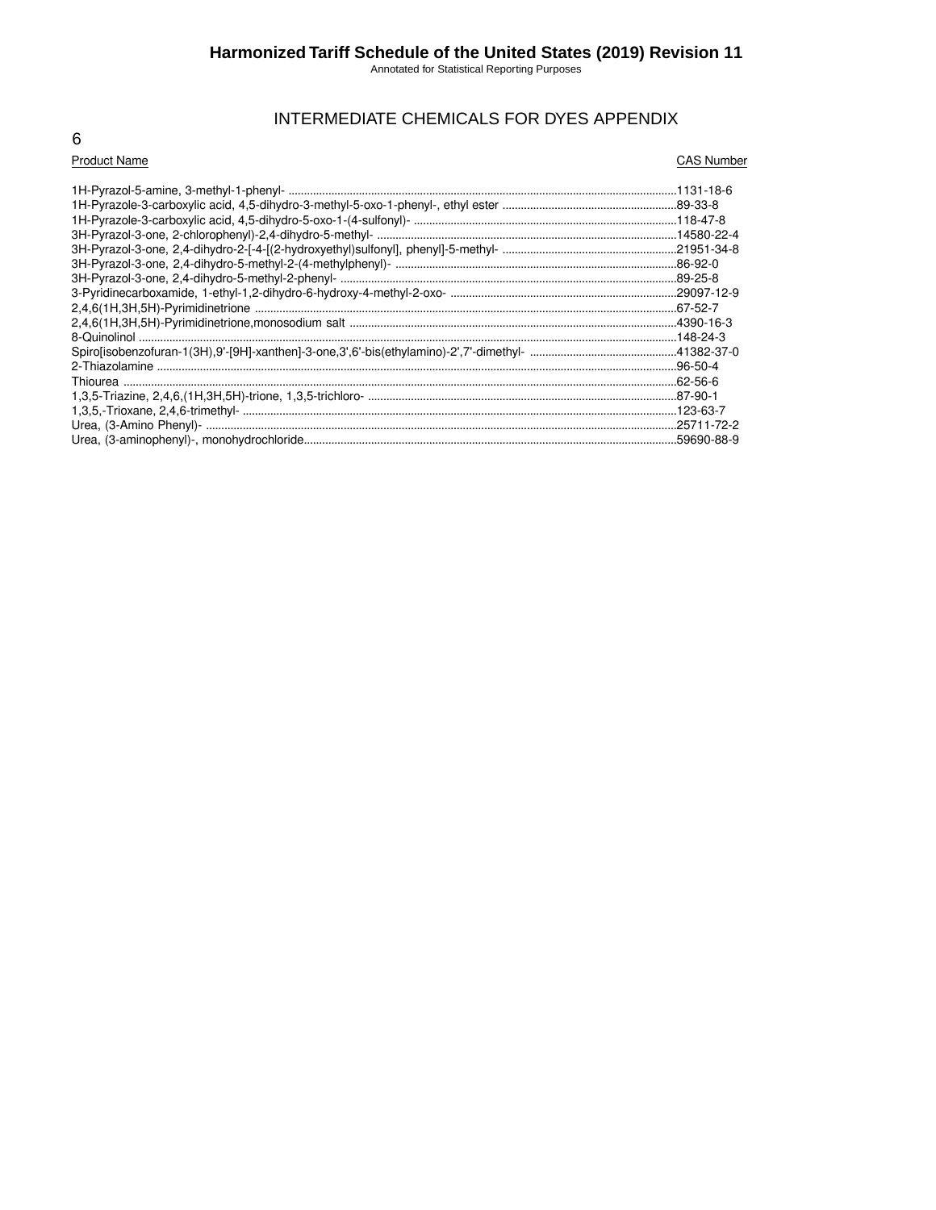# INTERMEDIATE CHEMICALS FOR DYES APPENDIX

| Product Name | CAS Number |
| --- | --- |
| 1H-Pyrazol-5-amine, 3-methyl-1-phenyl- | 1131-18-6 |
| 1H-Pyrazole-3-carboxylic acid, 4,5-dihydro-3-methyl-5-oxo-1-phenyl-, ethyl ester | 89-33-8 |
| 1H-Pyrazole-3-carboxylic acid, 4,5-dihydro-5-oxo-1-(4-sulfonyl)- | 118-47-8 |
| 3H-Pyrazol-3-one, 2-chlorophenyl)-2,4-dihydro-5-methyl- | 14580-22-4 |
| 3H-Pyrazol-3-one, 2,4-dihydro-2-[-4-[(2-hydroxyethyl)sulfonyl], phenyl]-5-methyl- | 21951-34-8 |
| 3H-Pyrazol-3-one, 2,4-dihydro-5-methyl-2-(4-methylphenyl)- | 86-92-0 |
| 3H-Pyrazol-3-one, 2,4-dihydro-5-methyl-2-phenyl- | 89-25-8 |
| 3-Pyridinecarboxamide, 1-ethyl-1,2-dihydro-6-hydroxy-4-methyl-2-oxo- | 29097-12-9 |
| 2,4,6(1H,3H,5H)-Pyrimidinetrione | 67-52-7 |
| 2,4,6(1H,3H,5H)-Pyrimidinetrione,monosodium salt | 4390-16-3 |
| 8-Quinolinol | 148-24-3 |
| Spiro[isobenzofuran-1(3H),9'-[9H]-xanthen]-3-one,3',6'-bis(ethylamino)-2',7'-dimethyl- | 41382-37-0 |
| 2-Thiazolamine | 96-50-4 |
| Thiourea | 62-56-6 |
| 1,3,5-Triazine, 2,4,6,(1H,3H,5H)-trione, 1,3,5-trichloro- | 87-90-1 |
| 1,3,5,-Trioxane, 2,4,6-trimethyl- | 123-63-7 |
| Urea, (3-Amino Phenyl)- | 25711-72-2 |
| Urea, (3-aminophenyl)-, monohydrochloride | 59690-88-9 |